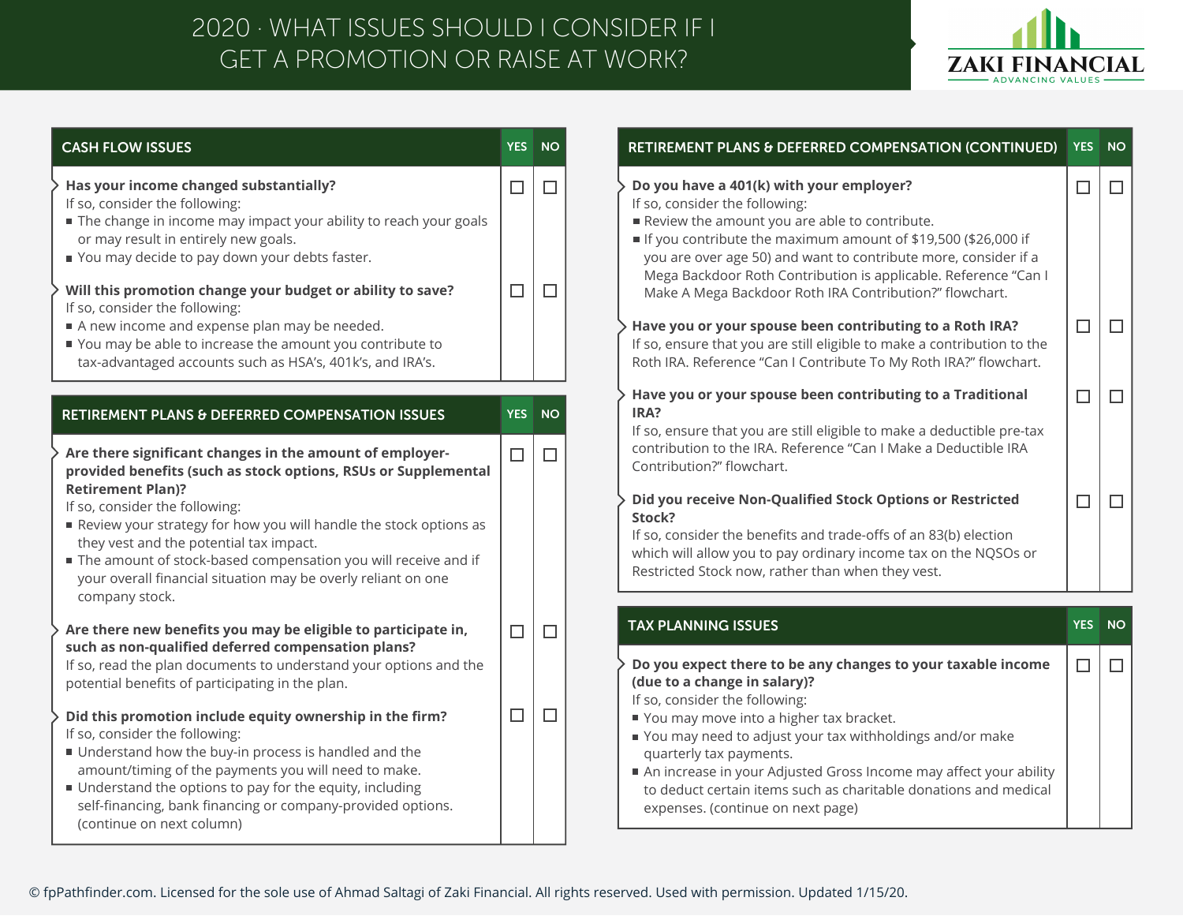# 2020 · WHAT ISSUES SHOULD I CONSIDER IF I GET A PROMOTION OR RAISE AT WORK?

ZAKI FINANCIAL
ADVANCING VALUES

## CASH FLOW ISSUES

| CASH FLOW ISSUES | YES | NO |
|---|---|---|
| **Has your income changed substantially?**<br>If so, consider the following:<br>▪ The change in income may impact your ability to reach your goals or may result in entirely new goals.<br>▪ You may decide to pay down your debts faster. | ☐ | ☐ |
| **Will this promotion change your budget or ability to save?**<br>If so, consider the following:<br>▪ A new income and expense plan may be needed.<br>▪ You may be able to increase the amount you contribute to tax-advantaged accounts such as HSA's, 401k's, and IRA's. | ☐ | ☐ |

## RETIREMENT PLANS & DEFERRED COMPENSATION ISSUES

| RETIREMENT PLANS & DEFERRED COMPENSATION ISSUES | YES | NO |
|---|---|---|
| **Are there significant changes in the amount of employer-provided benefits (such as stock options, RSUs or Supplemental Retirement Plan)?**<br>If so, consider the following:<br>▪ Review your strategy for how you will handle the stock options as they vest and the potential tax impact.<br>▪ The amount of stock-based compensation you will receive and if your overall financial situation may be overly reliant on one company stock. | ☐ | ☐ |
| **Are there new benefits you may be eligible to participate in, such as non-qualified deferred compensation plans?**<br>If so, read the plan documents to understand your options and the potential benefits of participating in the plan. | ☐ | ☐ |
| **Did this promotion include equity ownership in the firm?**<br>If so, consider the following:<br>▪ Understand how the buy-in process is handled and the amount/timing of the payments you will need to make.<br>▪ Understand the options to pay for the equity, including self-financing, bank financing or company-provided options. (continue on next column) | ☐ | ☐ |

## RETIREMENT PLANS & DEFERRED COMPENSATION (CONTINUED)

| RETIREMENT PLANS & DEFERRED COMPENSATION (CONTINUED) | YES | NO |
|---|---|---|
| **Do you have a 401(k) with your employer?**<br>If so, consider the following:<br>▪ Review the amount you are able to contribute.<br>▪ If you contribute the maximum amount of $19,500 ($26,000 if you are over age 50) and want to contribute more, consider if a Mega Backdoor Roth Contribution is applicable. Reference "Can I Make A Mega Backdoor Roth IRA Contribution?" flowchart. | ☐ | ☐ |
| **Have you or your spouse been contributing to a Roth IRA?**<br>If so, ensure that you are still eligible to make a contribution to the Roth IRA. Reference "Can I Contribute To My Roth IRA?" flowchart. | ☐ | ☐ |
| **Have you or your spouse been contributing to a Traditional IRA?**<br>If so, ensure that you are still eligible to make a deductible pre-tax contribution to the IRA. Reference "Can I Make a Deductible IRA Contribution?" flowchart. | ☐ | ☐ |
| **Did you receive Non-Qualified Stock Options or Restricted Stock?**<br>If so, consider the benefits and trade-offs of an 83(b) election which will allow you to pay ordinary income tax on the NQSOs or Restricted Stock now, rather than when they vest. | ☐ | ☐ |

## TAX PLANNING ISSUES

| TAX PLANNING ISSUES | YES | NO |
|---|---|---|
| **Do you expect there to be any changes to your taxable income (due to a change in salary)?**<br>If so, consider the following:<br>▪ You may move into a higher tax bracket.<br>▪ You may need to adjust your tax withholdings and/or make quarterly tax payments.<br>▪ An increase in your Adjusted Gross Income may affect your ability to deduct certain items such as charitable donations and medical expenses. (continue on next page) | ☐ | ☐ |

© fpPathfinder.com. Licensed for the sole use of Ahmad Saltagi of Zaki Financial. All rights reserved. Used with permission. Updated 1/15/20.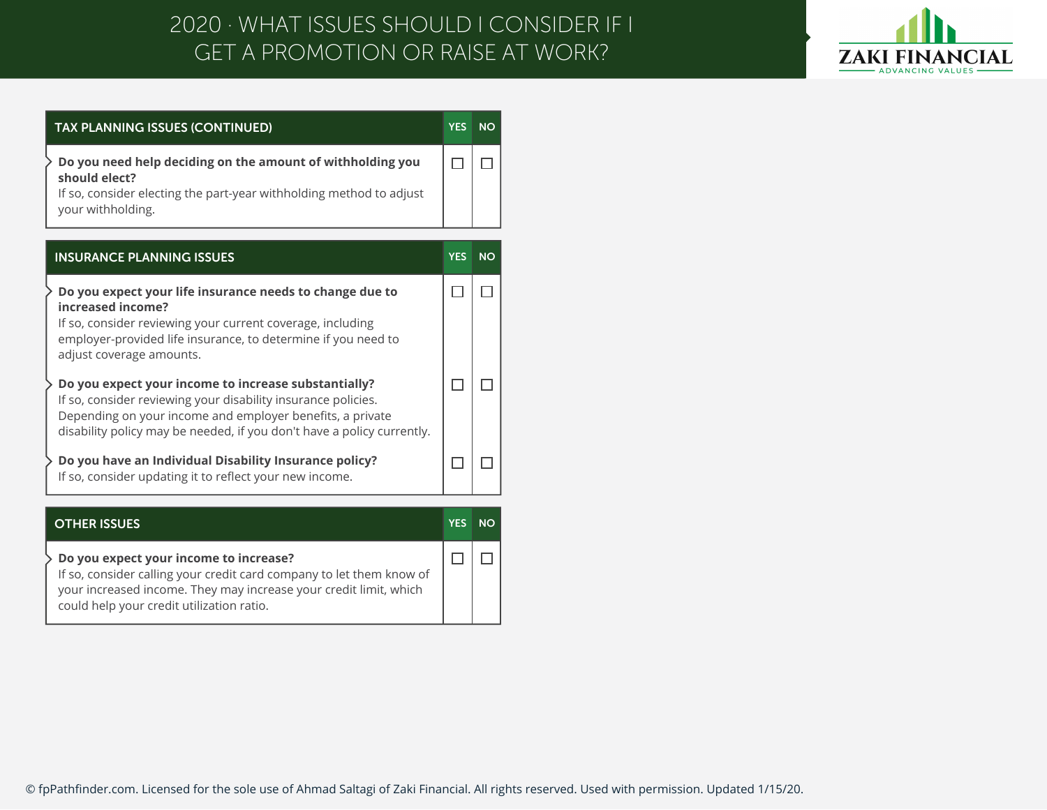# 2020 · WHAT ISSUES SHOULD I CONSIDER IF I GET A PROMOTION OR RAISE AT WORK?

| TAX PLANNING ISSUES (CONTINUED) | YES | NO |
| --- | --- | --- |
| **Do you need help deciding on the amount of withholding you should elect?** If so, consider electing the part-year withholding method to adjust your withholding. | ☐ | ☐ |

| INSURANCE PLANNING ISSUES | YES | NO |
| --- | --- | --- |
| **Do you expect your life insurance needs to change due to increased income?** If so, consider reviewing your current coverage, including employer-provided life insurance, to determine if you need to adjust coverage amounts. | ☐ | ☐ |
| **Do you expect your income to increase substantially?** If so, consider reviewing your disability insurance policies. Depending on your income and employer benefits, a private disability policy may be needed, if you don't have a policy currently. | ☐ | ☐ |
| **Do you have an Individual Disability Insurance policy?** If so, consider updating it to reflect your new income. | ☐ | ☐ |

| OTHER ISSUES | YES | NO |
| --- | --- | --- |
| **Do you expect your income to increase?** If so, consider calling your credit card company to let them know of your increased income. They may increase your credit limit, which could help your credit utilization ratio. | ☐ | ☐ |

© fpPathfinder.com. Licensed for the sole use of Ahmad Saltagi of Zaki Financial. All rights reserved. Used with permission. Updated 1/15/20.